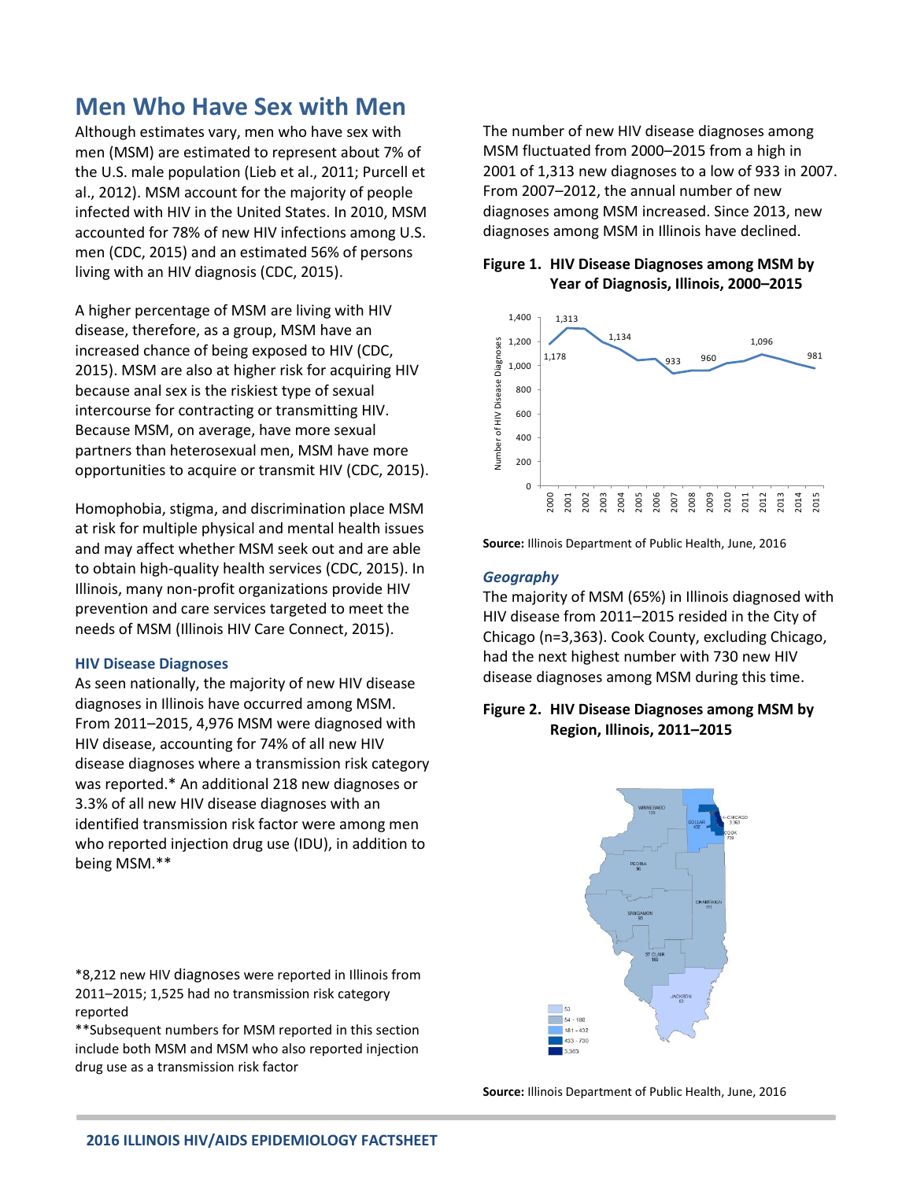# Men Who Have Sex with Men

Although estimates vary, men who have sex with men (MSM) are estimated to represent about 7% of the U.S. male population (Lieb et al., 2011; Purcell et al., 2012). MSM account for the majority of people infected with HIV in the United States. In 2010, MSM accounted for 78% of new HIV infections among U.S. men (CDC, 2015) and an estimated 56% of persons living with an HIV diagnosis (CDC, 2015).

A higher percentage of MSM are living with HIV disease, therefore, as a group, MSM have an increased chance of being exposed to HIV (CDC, 2015). MSM are also at higher risk for acquiring HIV because anal sex is the riskiest type of sexual intercourse for contracting or transmitting HIV. Because MSM, on average, have more sexual partners than heterosexual men, MSM have more opportunities to acquire or transmit HIV (CDC, 2015).

Homophobia, stigma, and discrimination place MSM at risk for multiple physical and mental health issues and may affect whether MSM seek out and are able to obtain high-quality health services (CDC, 2015). In Illinois, many non-profit organizations provide HIV prevention and care services targeted to meet the needs of MSM (Illinois HIV Care Connect, 2015).

### HIV Disease Diagnoses

As seen nationally, the majority of new HIV disease diagnoses in Illinois have occurred among MSM. From 2011–2015, 4,976 MSM were diagnosed with HIV disease, accounting for 74% of all new HIV disease diagnoses where a transmission risk category was reported.* An additional 218 new diagnoses or 3.3% of all new HIV disease diagnoses with an identified transmission risk factor were among men who reported injection drug use (IDU), in addition to being MSM.**

*8,212 new HIV diagnoses were reported in Illinois from 2011–2015; 1,525 had no transmission risk category reported

**Subsequent numbers for MSM reported in this section include both MSM and MSM who also reported injection drug use as a transmission risk factor

The number of new HIV disease diagnoses among MSM fluctuated from 2000–2015 from a high in 2001 of 1,313 new diagnoses to a low of 933 in 2007. From 2007–2012, the annual number of new diagnoses among MSM increased. Since 2013, new diagnoses among MSM in Illinois have declined.

**Figure 1. HIV Disease Diagnoses among MSM by Year of Diagnosis, Illinois, 2000–2015**

**Source:** Illinois Department of Public Health, June, 2016

### *Geography*

The majority of MSM (65%) in Illinois diagnosed with HIV disease from 2011–2015 resided in the City of Chicago (n=3,363). Cook County, excluding Chicago, had the next highest number with 730 new HIV disease diagnoses among MSM during this time.

**Figure 2. HIV Disease Diagnoses among MSM by Region, Illinois, 2011–2015**

**Source:** Illinois Department of Public Health, June, 2016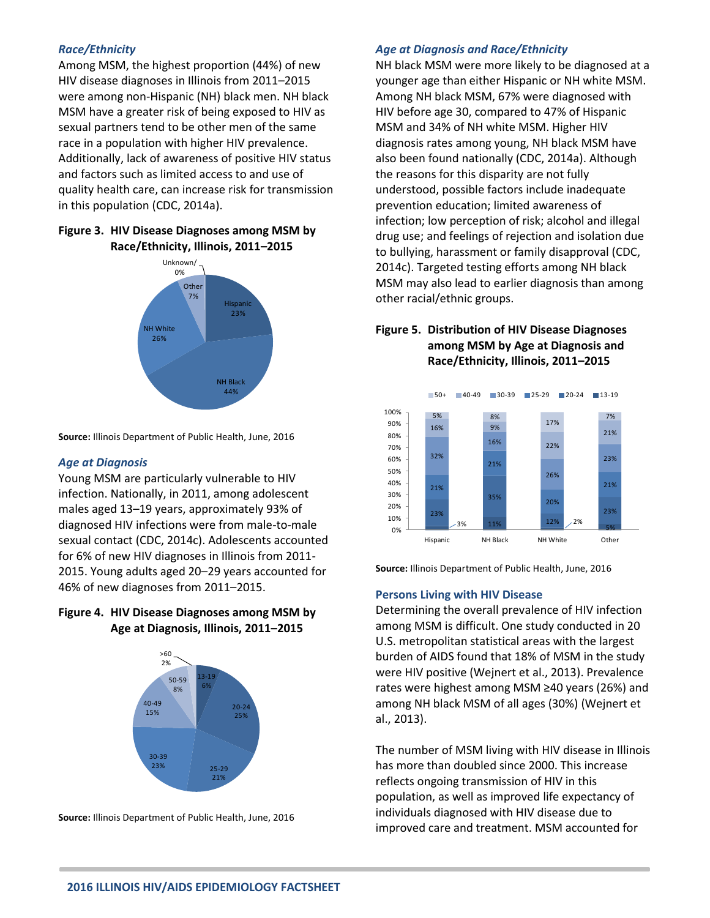### *Race/Ethnicity*

Among MSM, the highest proportion (44%) of new HIV disease diagnoses in Illinois from 2011–2015 were among non-Hispanic (NH) black men. NH black MSM have a greater risk of being exposed to HIV as sexual partners tend to be other men of the same race in a population with higher HIV prevalence. Additionally, lack of awareness of positive HIV status and factors such as limited access to and use of quality health care, can increase risk for transmission in this population (CDC, 2014a).

**Figure 3. HIV Disease Diagnoses among MSM by Race/Ethnicity, Illinois, 2011–2015**

**Source:** Illinois Department of Public Health, June, 2016

### *Age at Diagnosis*

Young MSM are particularly vulnerable to HIV infection. Nationally, in 2011, among adolescent males aged 13–19 years, approximately 93% of diagnosed HIV infections were from male-to-male sexual contact (CDC, 2014c). Adolescents accounted for 6% of new HIV diagnoses in Illinois from 2011-2015. Young adults aged 20–29 years accounted for 46% of new diagnoses from 2011–2015.

**Figure 4. HIV Disease Diagnoses among MSM by Age at Diagnosis, Illinois, 2011–2015**

**Source:** Illinois Department of Public Health, June, 2016

### *Age at Diagnosis and Race/Ethnicity*

NH black MSM were more likely to be diagnosed at a younger age than either Hispanic or NH white MSM. Among NH black MSM, 67% were diagnosed with HIV before age 30, compared to 47% of Hispanic MSM and 34% of NH white MSM. Higher HIV diagnosis rates among young, NH black MSM have also been found nationally (CDC, 2014a). Although the reasons for this disparity are not fully understood, possible factors include inadequate prevention education; limited awareness of infection; low perception of risk; alcohol and illegal drug use; and feelings of rejection and isolation due to bullying, harassment or family disapproval (CDC, 2014c). Targeted testing efforts among NH black MSM may also lead to earlier diagnosis than among other racial/ethnic groups.

**Figure 5. Distribution of HIV Disease Diagnoses among MSM by Age at Diagnosis and Race/Ethnicity, Illinois, 2011–2015**

**Source:** Illinois Department of Public Health, June, 2016

### Persons Living with HIV Disease

Determining the overall prevalence of HIV infection among MSM is difficult. One study conducted in 20 U.S. metropolitan statistical areas with the largest burden of AIDS found that 18% of MSM in the study were HIV positive (Wejnert et al., 2013). Prevalence rates were highest among MSM ≥40 years (26%) and among NH black MSM of all ages (30%) (Wejnert et al., 2013).

The number of MSM living with HIV disease in Illinois has more than doubled since 2000. This increase reflects ongoing transmission of HIV in this population, as well as improved life expectancy of individuals diagnosed with HIV disease due to improved care and treatment. MSM accounted for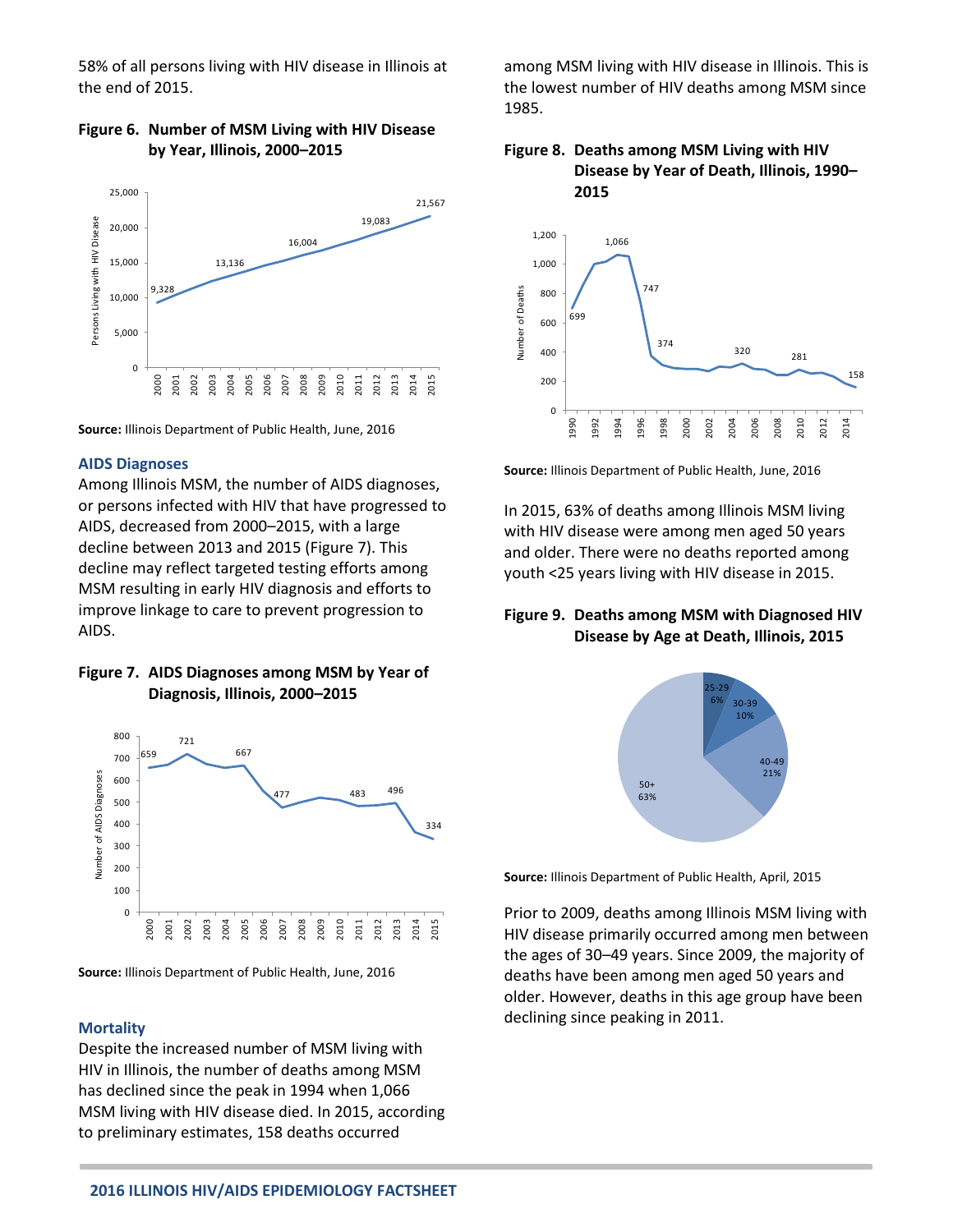58% of all persons living with HIV disease in Illinois at the end of 2015.

**Figure 6. Number of MSM Living with HIV Disease by Year, Illinois, 2000–2015**

**Source:** Illinois Department of Public Health, June, 2016

### AIDS Diagnoses

Among Illinois MSM, the number of AIDS diagnoses, or persons infected with HIV that have progressed to AIDS, decreased from 2000–2015, with a large decline between 2013 and 2015 (Figure 7). This decline may reflect targeted testing efforts among MSM resulting in early HIV diagnosis and efforts to improve linkage to care to prevent progression to AIDS.

**Figure 7. AIDS Diagnoses among MSM by Year of Diagnosis, Illinois, 2000–2015**

**Source:** Illinois Department of Public Health, June, 2016

### Mortality

Despite the increased number of MSM living with HIV in Illinois, the number of deaths among MSM has declined since the peak in 1994 when 1,066 MSM living with HIV disease died. In 2015, according to preliminary estimates, 158 deaths occurred among MSM living with HIV disease in Illinois. This is the lowest number of HIV deaths among MSM since 1985.

**Figure 8. Deaths among MSM Living with HIV Disease by Year of Death, Illinois, 1990–2015**

**Source:** Illinois Department of Public Health, June, 2016

In 2015, 63% of deaths among Illinois MSM living with HIV disease were among men aged 50 years and older. There were no deaths reported among youth <25 years living with HIV disease in 2015.

**Figure 9. Deaths among MSM with Diagnosed HIV Disease by Age at Death, Illinois, 2015**

**Source:** Illinois Department of Public Health, April, 2015

Prior to 2009, deaths among Illinois MSM living with HIV disease primarily occurred among men between the ages of 30–49 years. Since 2009, the majority of deaths have been among men aged 50 years and older. However, deaths in this age group have been declining since peaking in 2011.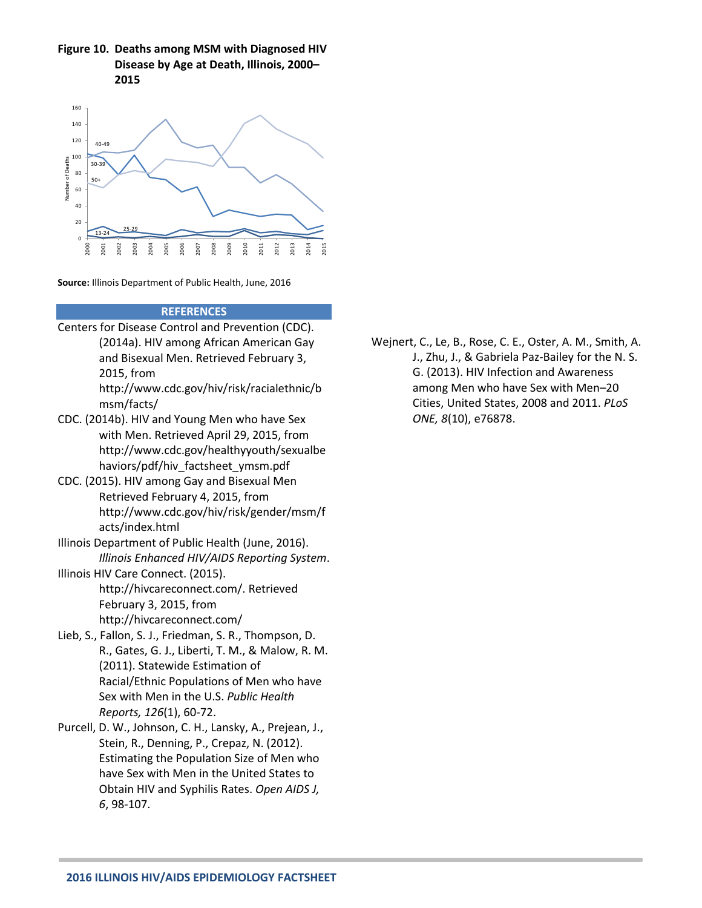**Figure 10. Deaths among MSM with Diagnosed HIV Disease by Age at Death, Illinois, 2000–2015**

160
140
120
100
80
60
40
20
0

Number of Deaths

40-49
30-39
50+
25-29
13-24

2000 2001 2002 2003 2004 2005 2006 2007 2008 2009 2010 2011 2012 2013 2014 2015

**Source:** Illinois Department of Public Health, June, 2016

## REFERENCES

Centers for Disease Control and Prevention (CDC). (2014a). HIV among African American Gay and Bisexual Men. Retrieved February 3, 2015, from http://www.cdc.gov/hiv/risk/racialethnic/bmsm/facts/

CDC. (2014b). HIV and Young Men who have Sex with Men. Retrieved April 29, 2015, from http://www.cdc.gov/healthyyouth/sexualbehaviors/pdf/hiv_factsheet_ymsm.pdf

CDC. (2015). HIV among Gay and Bisexual Men Retrieved February 4, 2015, from http://www.cdc.gov/hiv/risk/gender/msm/facts/index.html

Illinois Department of Public Health (June, 2016). *Illinois Enhanced HIV/AIDS Reporting System*.

Illinois HIV Care Connect. (2015). http://hivcareconnect.com/. Retrieved February 3, 2015, from http://hivcareconnect.com/

Lieb, S., Fallon, S. J., Friedman, S. R., Thompson, D. R., Gates, G. J., Liberti, T. M., & Malow, R. M. (2011). Statewide Estimation of Racial/Ethnic Populations of Men who have Sex with Men in the U.S. *Public Health Reports, 126*(1), 60-72.

Purcell, D. W., Johnson, C. H., Lansky, A., Prejean, J., Stein, R., Denning, P., Crepaz, N. (2012). Estimating the Population Size of Men who have Sex with Men in the United States to Obtain HIV and Syphilis Rates. *Open AIDS J, 6*, 98-107.

Wejnert, C., Le, B., Rose, C. E., Oster, A. M., Smith, A. J., Zhu, J., & Gabriela Paz-Bailey for the N. S. G. (2013). HIV Infection and Awareness among Men who have Sex with Men–20 Cities, United States, 2008 and 2011. *PLoS ONE, 8*(10), e76878.